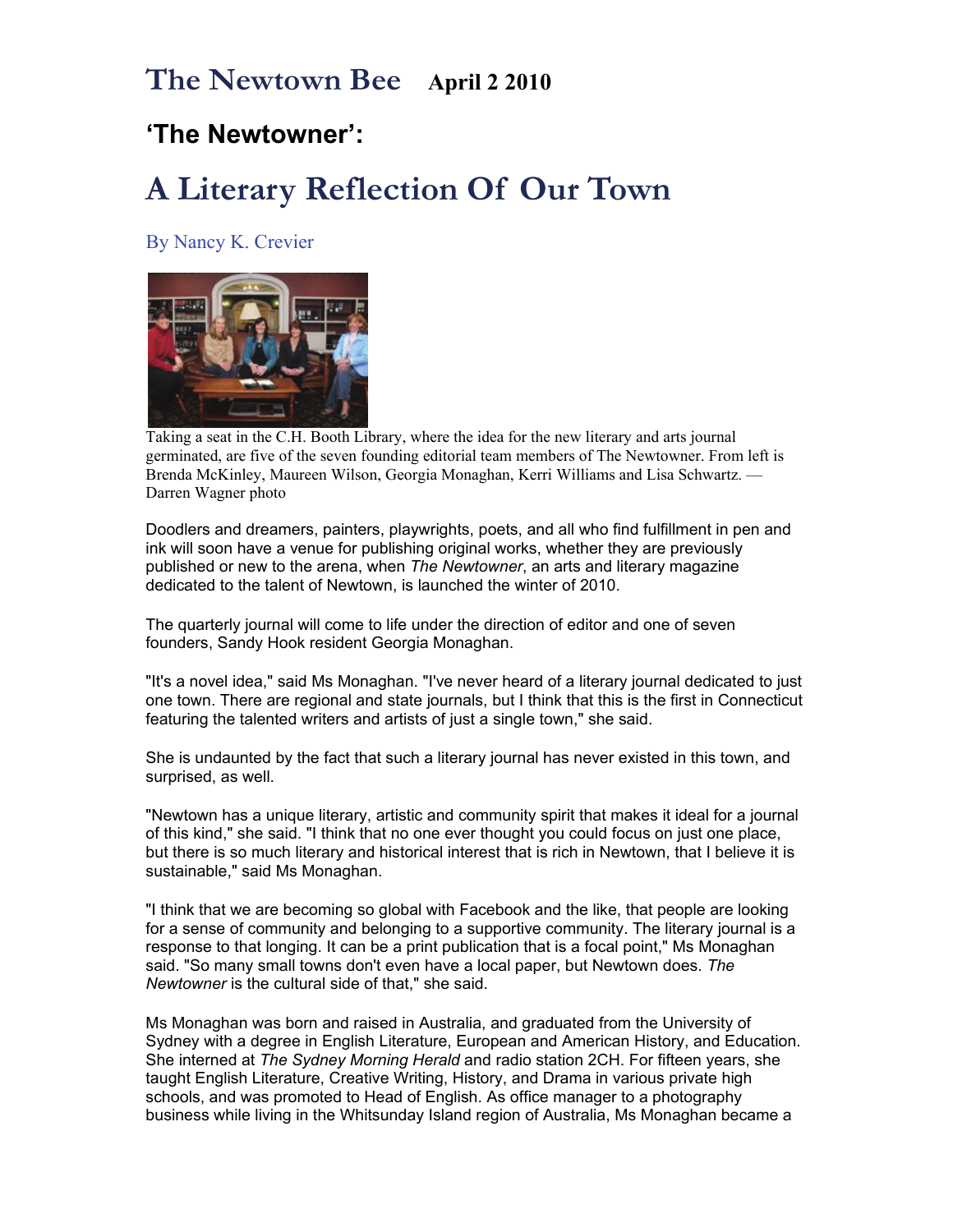# The Newtown Bee April 2 2010

## 'The Newtowner':

# A Literary Reflection Of Our Town

By Nancy K. Crevier

Taking a seat in the C.H. Booth Library, where the idea for the new literary and arts journal germinated, are five of the seven founding editorial team members of The Newtowner. From left is Brenda McKinley, Maureen Wilson, Georgia Monaghan, Kerri Williams and Lisa Schwartz. — Darren Wagner photo

Doodlers and dreamers, painters, playwrights, poets, and all who find fulfillment in pen and ink will soon have a venue for publishing original works, whether they are previously published or new to the arena, when *The Newtowner*, an arts and literary magazine dedicated to the talent of Newtown, is launched the winter of 2010.

The quarterly journal will come to life under the direction of editor and one of seven founders, Sandy Hook resident Georgia Monaghan.

"It's a novel idea," said Ms Monaghan. "I've never heard of a literary journal dedicated to just one town. There are regional and state journals, but I think that this is the first in Connecticut featuring the talented writers and artists of just a single town," she said.

She is undaunted by the fact that such a literary journal has never existed in this town, and surprised, as well.

"Newtown has a unique literary, artistic and community spirit that makes it ideal for a journal of this kind," she said. "I think that no one ever thought you could focus on just one place, but there is so much literary and historical interest that is rich in Newtown, that I believe it is sustainable," said Ms Monaghan.

"I think that we are becoming so global with Facebook and the like, that people are looking for a sense of community and belonging to a supportive community. The literary journal is a response to that longing. It can be a print publication that is a focal point," Ms Monaghan said. "So many small towns don't even have a local paper, but Newtown does. *The Newtowner* is the cultural side of that," she said.

Ms Monaghan was born and raised in Australia, and graduated from the University of Sydney with a degree in English Literature, European and American History, and Education. She interned at *The Sydney Morning Herald* and radio station 2CH. For fifteen years, she taught English Literature, Creative Writing, History, and Drama in various private high schools, and was promoted to Head of English. As office manager to a photography business while living in the Whitsunday Island region of Australia, Ms Monaghan became a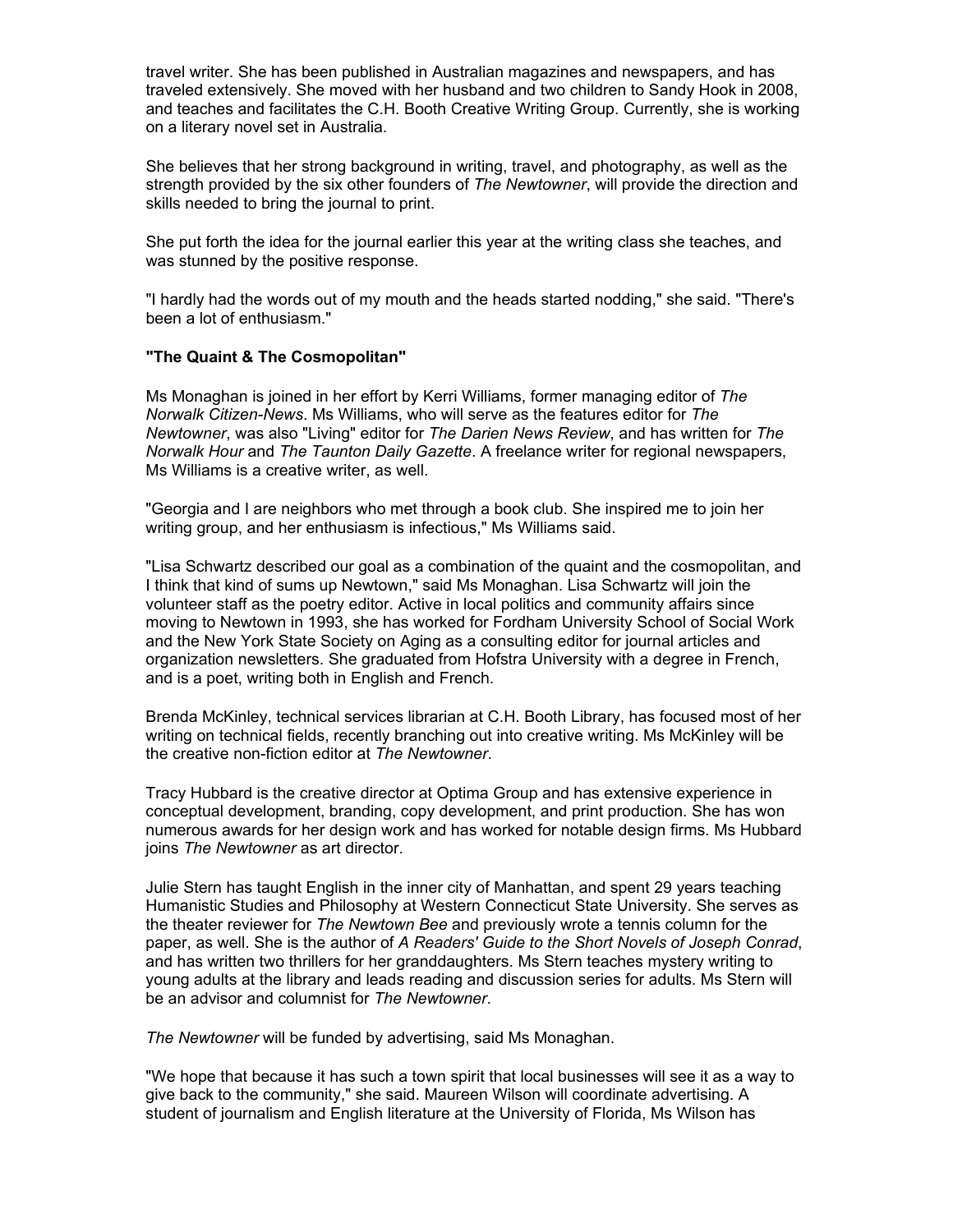travel writer. She has been published in Australian magazines and newspapers, and has traveled extensively. She moved with her husband and two children to Sandy Hook in 2008, and teaches and facilitates the C.H. Booth Creative Writing Group. Currently, she is working on a literary novel set in Australia.

She believes that her strong background in writing, travel, and photography, as well as the strength provided by the six other founders of *The Newtowner*, will provide the direction and skills needed to bring the journal to print.

She put forth the idea for the journal earlier this year at the writing class she teaches, and was stunned by the positive response.

"I hardly had the words out of my mouth and the heads started nodding," she said. "There's been a lot of enthusiasm."

**"The Quaint & The Cosmopolitan"**

Ms Monaghan is joined in her effort by Kerri Williams, former managing editor of *The Norwalk Citizen-News*. Ms Williams, who will serve as the features editor for *The Newtowner*, was also "Living" editor for *The Darien News Review*, and has written for *The Norwalk Hour* and *The Taunton Daily Gazette*. A freelance writer for regional newspapers, Ms Williams is a creative writer, as well.

"Georgia and I are neighbors who met through a book club. She inspired me to join her writing group, and her enthusiasm is infectious," Ms Williams said.

"Lisa Schwartz described our goal as a combination of the quaint and the cosmopolitan, and I think that kind of sums up Newtown," said Ms Monaghan. Lisa Schwartz will join the volunteer staff as the poetry editor. Active in local politics and community affairs since moving to Newtown in 1993, she has worked for Fordham University School of Social Work and the New York State Society on Aging as a consulting editor for journal articles and organization newsletters. She graduated from Hofstra University with a degree in French, and is a poet, writing both in English and French.

Brenda McKinley, technical services librarian at C.H. Booth Library, has focused most of her writing on technical fields, recently branching out into creative writing. Ms McKinley will be the creative non-fiction editor at *The Newtowner*.

Tracy Hubbard is the creative director at Optima Group and has extensive experience in conceptual development, branding, copy development, and print production. She has won numerous awards for her design work and has worked for notable design firms. Ms Hubbard joins *The Newtowner* as art director.

Julie Stern has taught English in the inner city of Manhattan, and spent 29 years teaching Humanistic Studies and Philosophy at Western Connecticut State University. She serves as the theater reviewer for *The Newtown Bee* and previously wrote a tennis column for the paper, as well. She is the author of *A Readers' Guide to the Short Novels of Joseph Conrad*, and has written two thrillers for her granddaughters. Ms Stern teaches mystery writing to young adults at the library and leads reading and discussion series for adults. Ms Stern will be an advisor and columnist for *The Newtowner*.

*The Newtowner* will be funded by advertising, said Ms Monaghan.

"We hope that because it has such a town spirit that local businesses will see it as a way to give back to the community," she said. Maureen Wilson will coordinate advertising. A student of journalism and English literature at the University of Florida, Ms Wilson has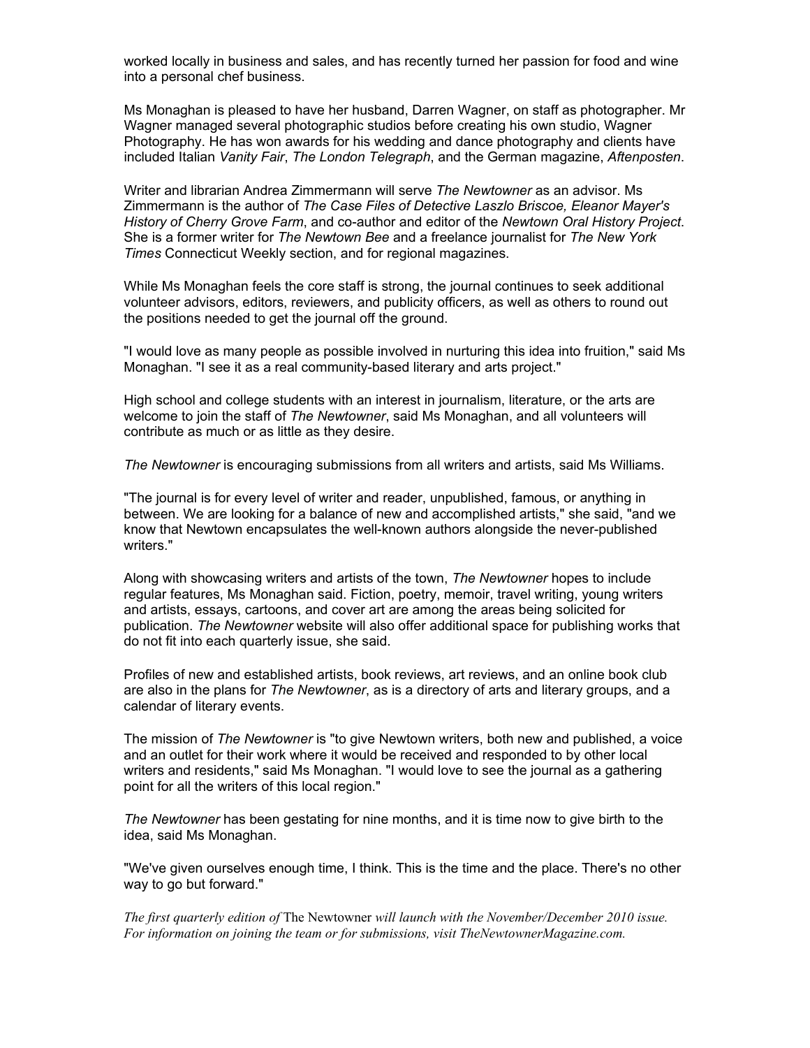worked locally in business and sales, and has recently turned her passion for food and wine into a personal chef business.

Ms Monaghan is pleased to have her husband, Darren Wagner, on staff as photographer. Mr Wagner managed several photographic studios before creating his own studio, Wagner Photography. He has won awards for his wedding and dance photography and clients have included Italian *Vanity Fair*, *The London Telegraph*, and the German magazine, *Aftenposten*.

Writer and librarian Andrea Zimmermann will serve *The Newtowner* as an advisor. Ms Zimmermann is the author of *The Case Files of Detective Laszlo Briscoe, Eleanor Mayer's History of Cherry Grove Farm*, and co-author and editor of the *Newtown Oral History Project*. She is a former writer for *The Newtown Bee* and a freelance journalist for *The New York Times* Connecticut Weekly section, and for regional magazines.

While Ms Monaghan feels the core staff is strong, the journal continues to seek additional volunteer advisors, editors, reviewers, and publicity officers, as well as others to round out the positions needed to get the journal off the ground.

"I would love as many people as possible involved in nurturing this idea into fruition," said Ms Monaghan. "I see it as a real community-based literary and arts project."

High school and college students with an interest in journalism, literature, or the arts are welcome to join the staff of *The Newtowner*, said Ms Monaghan, and all volunteers will contribute as much or as little as they desire.

*The Newtowner* is encouraging submissions from all writers and artists, said Ms Williams.

"The journal is for every level of writer and reader, unpublished, famous, or anything in between. We are looking for a balance of new and accomplished artists," she said, "and we know that Newtown encapsulates the well-known authors alongside the never-published writers."

Along with showcasing writers and artists of the town, *The Newtowner* hopes to include regular features, Ms Monaghan said. Fiction, poetry, memoir, travel writing, young writers and artists, essays, cartoons, and cover art are among the areas being solicited for publication. *The Newtowner* website will also offer additional space for publishing works that do not fit into each quarterly issue, she said.

Profiles of new and established artists, book reviews, art reviews, and an online book club are also in the plans for *The Newtowner*, as is a directory of arts and literary groups, and a calendar of literary events.

The mission of *The Newtowner* is "to give Newtown writers, both new and published, a voice and an outlet for their work where it would be received and responded to by other local writers and residents," said Ms Monaghan. "I would love to see the journal as a gathering point for all the writers of this local region."

*The Newtowner* has been gestating for nine months, and it is time now to give birth to the idea, said Ms Monaghan.

"We've given ourselves enough time, I think. This is the time and the place. There's no other way to go but forward."

*The first quarterly edition of* The Newtowner *will launch with the November/December 2010 issue. For information on joining the team or for submissions, visit TheNewtownerMagazine.com.*